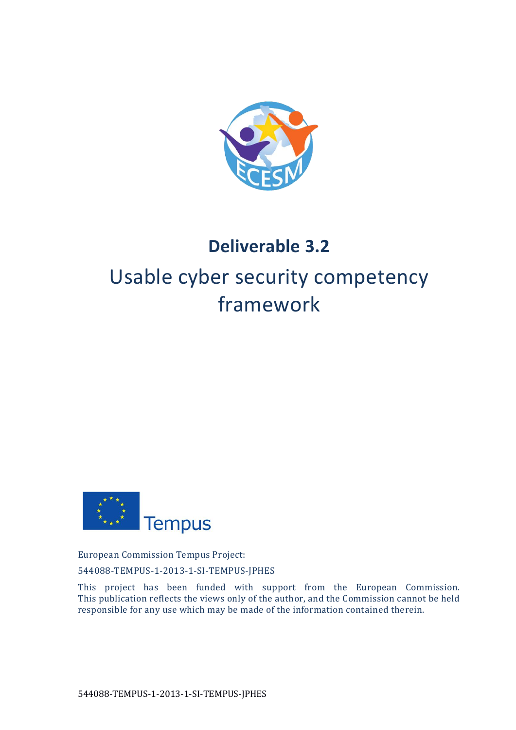# Deliverable 3.2

## Usable cyber security competency framework

Tempus

European Commission Tempus Project:

544088-TEMPUS-1-2013-1-SI-TEMPUS-JPHES

This project has been funded with support from the European Commission. This publication reflects the views only of the author, and the Commission cannot be held responsible for any use which may be made of the information contained therein.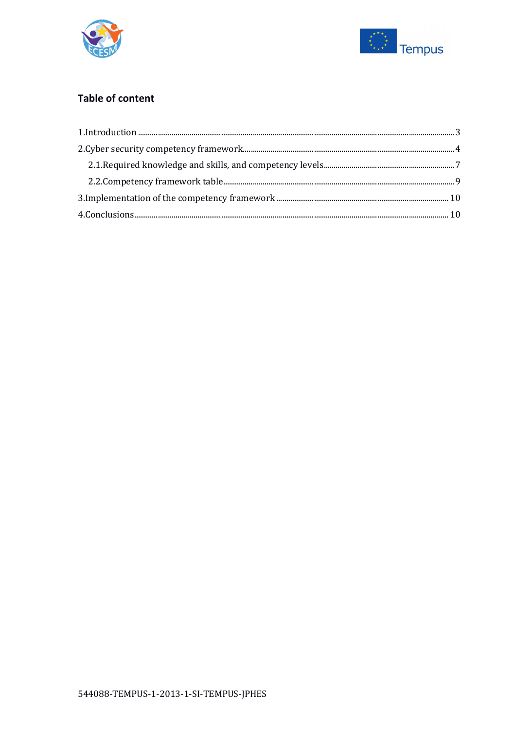## Table of content

1.Introduction ........................................................................................................................................ 3

2.Cyber security competency framework.......................................................................................... 4

2.1.Required knowledge and skills, and competency levels ............................................................ 7

2.2.Competency framework table........................................................................................................ 9

3.Implementation of the competency framework ........................................................................ 10

4.Conclusions.......................................................................................................................................... 10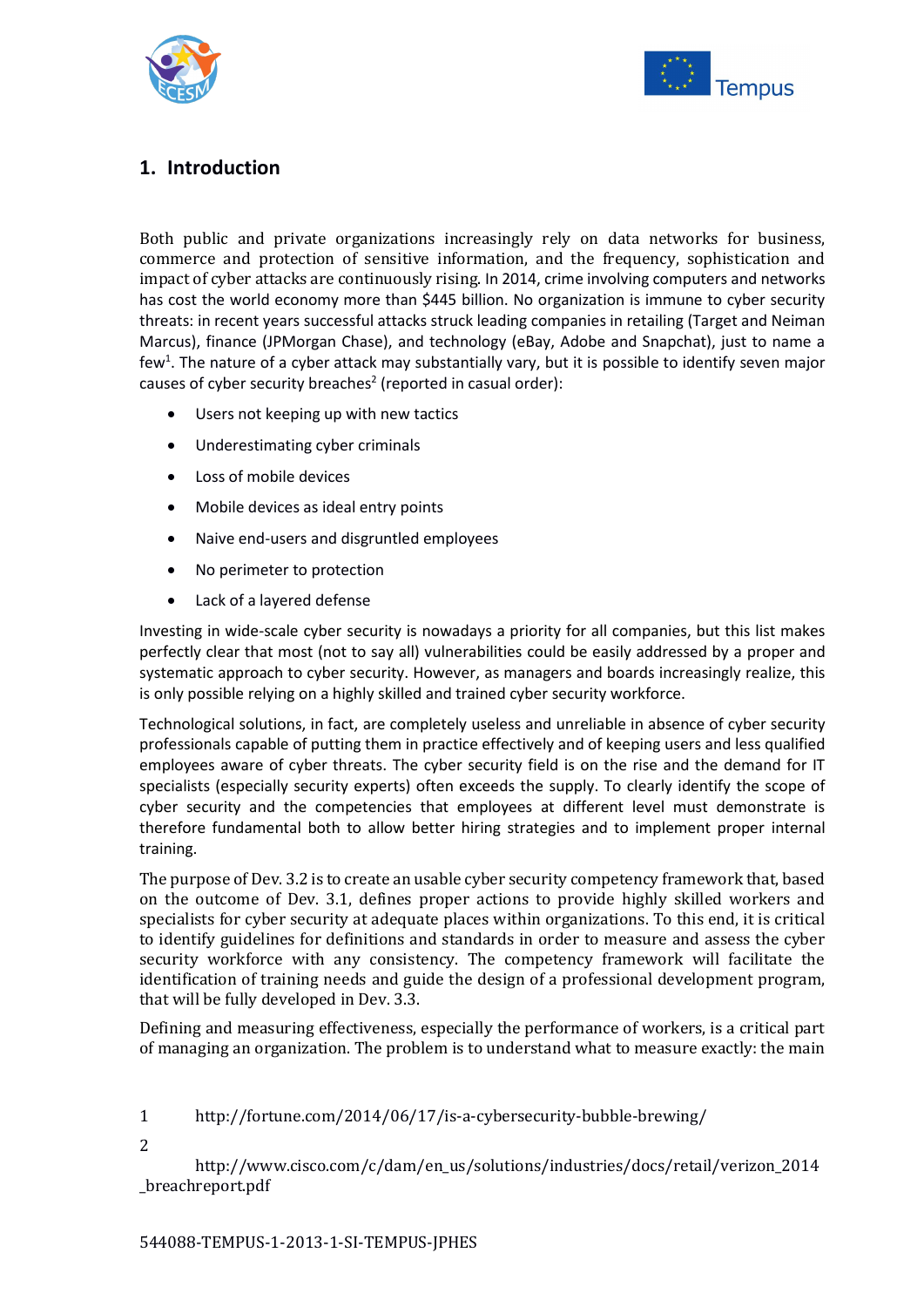## 1. Introduction

Both public and private organizations increasingly rely on data networks for business, commerce and protection of sensitive information, and the frequency, sophistication and impact of cyber attacks are continuously rising. In 2014, crime involving computers and networks has cost the world economy more than $445 billion. No organization is immune to cyber security threats: in recent years successful attacks struck leading companies in retailing (Target and Neiman Marcus), finance (JPMorgan Chase), and technology (eBay, Adobe and Snapchat), just to name a few[1]. The nature of a cyber attack may substantially vary, but it is possible to identify seven major causes of cyber security breaches[2] (reported in casual order):

- Users not keeping up with new tactics
- Underestimating cyber criminals
- Loss of mobile devices
- Mobile devices as ideal entry points
- Naive end-users and disgruntled employees
- No perimeter to protection
- Lack of a layered defense

Investing in wide-scale cyber security is nowadays a priority for all companies, but this list makes perfectly clear that most (not to say all) vulnerabilities could be easily addressed by a proper and systematic approach to cyber security. However, as managers and boards increasingly realize, this is only possible relying on a highly skilled and trained cyber security workforce.

Technological solutions, in fact, are completely useless and unreliable in absence of cyber security professionals capable of putting them in practice effectively and of keeping users and less qualified employees aware of cyber threats. The cyber security field is on the rise and the demand for IT specialists (especially security experts) often exceeds the supply. To clearly identify the scope of cyber security and the competencies that employees at different level must demonstrate is therefore fundamental both to allow better hiring strategies and to implement proper internal training.

The purpose of Dev. 3.2 is to create an usable cyber security competency framework that, based on the outcome of Dev. 3.1, defines proper actions to provide highly skilled workers and specialists for cyber security at adequate places within organizations. To this end, it is critical to identify guidelines for definitions and standards in order to measure and assess the cyber security workforce with any consistency. The competency framework will facilitate the identification of training needs and guide the design of a professional development program, that will be fully developed in Dev. 3.3.

Defining and measuring effectiveness, especially the performance of workers, is a critical part of managing an organization. The problem is to understand what to measure exactly: the main

1 http://fortune.com/2014/06/17/is-a-cybersecurity-bubble-brewing/

2 http://www.cisco.com/c/dam/en_us/solutions/industries/docs/retail/verizon_2014_breachreport.pdf

544088-TEMPUS-1-2013-1-SI-TEMPUS-JPHES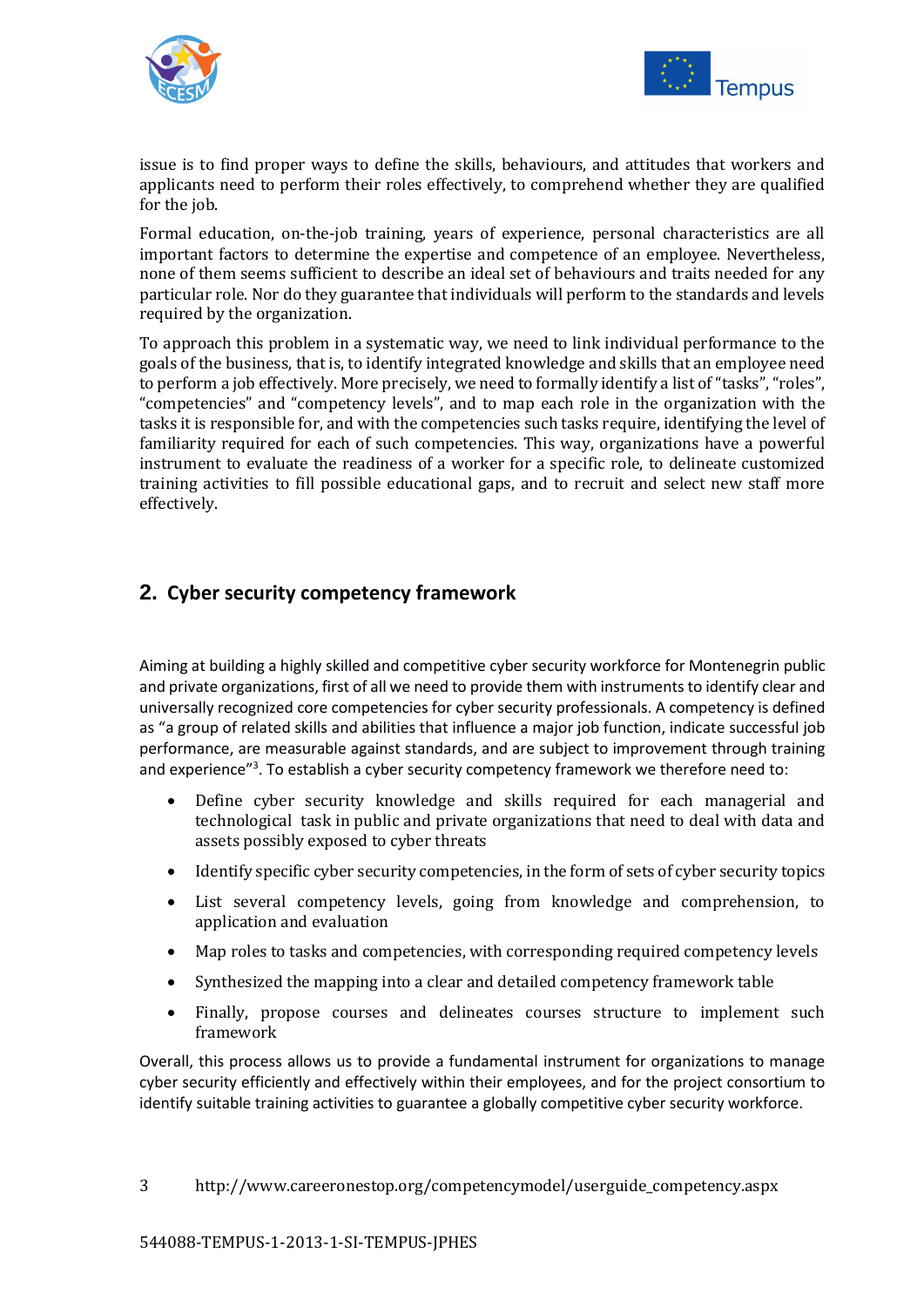issue is to find proper ways to define the skills, behaviours, and attitudes that workers and applicants need to perform their roles effectively, to comprehend whether they are qualified for the job.

Formal education, on-the-job training, years of experience, personal characteristics are all important factors to determine the expertise and competence of an employee. Nevertheless, none of them seems sufficient to describe an ideal set of behaviours and traits needed for any particular role. Nor do they guarantee that individuals will perform to the standards and levels required by the organization.

To approach this problem in a systematic way, we need to link individual performance to the goals of the business, that is, to identify integrated knowledge and skills that an employee need to perform a job effectively. More precisely, we need to formally identify a list of "tasks", "roles", "competencies" and "competency levels", and to map each role in the organization with the tasks it is responsible for, and with the competencies such tasks require, identifying the level of familiarity required for each of such competencies. This way, organizations have a powerful instrument to evaluate the readiness of a worker for a specific role, to delineate customized training activities to fill possible educational gaps, and to recruit and select new staff more effectively.

## 2. Cyber security competency framework

Aiming at building a highly skilled and competitive cyber security workforce for Montenegrin public and private organizations, first of all we need to provide them with instruments to identify clear and universally recognized core competencies for cyber security professionals. A competency is defined as "a group of related skills and abilities that influence a major job function, indicate successful job performance, are measurable against standards, and are subject to improvement through training and experience"[3]. To establish a cyber security competency framework we therefore need to:

- Define cyber security knowledge and skills required for each managerial and technological task in public and private organizations that need to deal with data and assets possibly exposed to cyber threats
- Identify specific cyber security competencies, in the form of sets of cyber security topics
- List several competency levels, going from knowledge and comprehension, to application and evaluation
- Map roles to tasks and competencies, with corresponding required competency levels
- Synthesized the mapping into a clear and detailed competency framework table
- Finally, propose courses and delineates courses structure to implement such framework

Overall, this process allows us to provide a fundamental instrument for organizations to manage cyber security efficiently and effectively within their employees, and for the project consortium to identify suitable training activities to guarantee a globally competitive cyber security workforce.

3 http://www.careeronestop.org/competencymodel/userguide_competency.aspx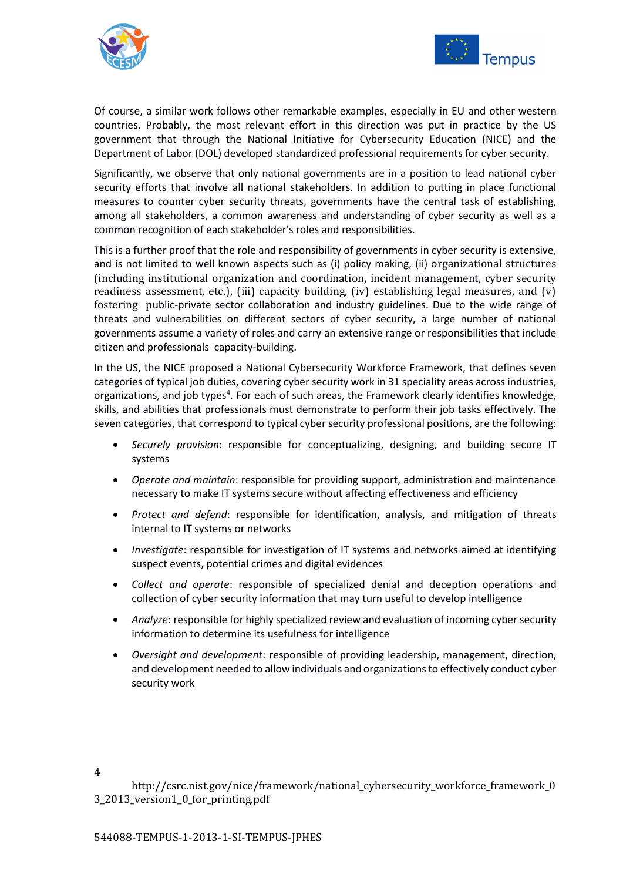Of course, a similar work follows other remarkable examples, especially in EU and other western countries. Probably, the most relevant effort in this direction was put in practice by the US government that through the National Initiative for Cybersecurity Education (NICE) and the Department of Labor (DOL) developed standardized professional requirements for cyber security.

Significantly, we observe that only national governments are in a position to lead national cyber security efforts that involve all national stakeholders. In addition to putting in place functional measures to counter cyber security threats, governments have the central task of establishing, among all stakeholders, a common awareness and understanding of cyber security as well as a common recognition of each stakeholder's roles and responsibilities.

This is a further proof that the role and responsibility of governments in cyber security is extensive, and is not limited to well known aspects such as (i) policy making, (ii) organizational structures (including institutional organization and coordination, incident management, cyber security readiness assessment, etc.), (iii) capacity building, (iv) establishing legal measures, and (v) fostering public-private sector collaboration and industry guidelines. Due to the wide range of threats and vulnerabilities on different sectors of cyber security, a large number of national governments assume a variety of roles and carry an extensive range or responsibilities that include citizen and professionals capacity-building.

In the US, the NICE proposed a National Cybersecurity Workforce Framework, that defines seven categories of typical job duties, covering cyber security work in 31 speciality areas across industries, organizations, and job types[4]. For each of such areas, the Framework clearly identifies knowledge, skills, and abilities that professionals must demonstrate to perform their job tasks effectively. The seven categories, that correspond to typical cyber security professional positions, are the following:

- *Securely provision*: responsible for conceptualizing, designing, and building secure IT systems
- *Operate and maintain*: responsible for providing support, administration and maintenance necessary to make IT systems secure without affecting effectiveness and efficiency
- *Protect and defend*: responsible for identification, analysis, and mitigation of threats internal to IT systems or networks
- *Investigate*: responsible for investigation of IT systems and networks aimed at identifying suspect events, potential crimes and digital evidences
- *Collect and operate*: responsible of specialized denial and deception operations and collection of cyber security information that may turn useful to develop intelligence
- *Analyze*: responsible for highly specialized review and evaluation of incoming cyber security information to determine its usefulness for intelligence
- *Oversight and development*: responsible of providing leadership, management, direction, and development needed to allow individuals and organizations to effectively conduct cyber security work

[4] http://csrc.nist.gov/nice/framework/national_cybersecurity_workforce_framework_03_2013_version1_0_for_printing.pdf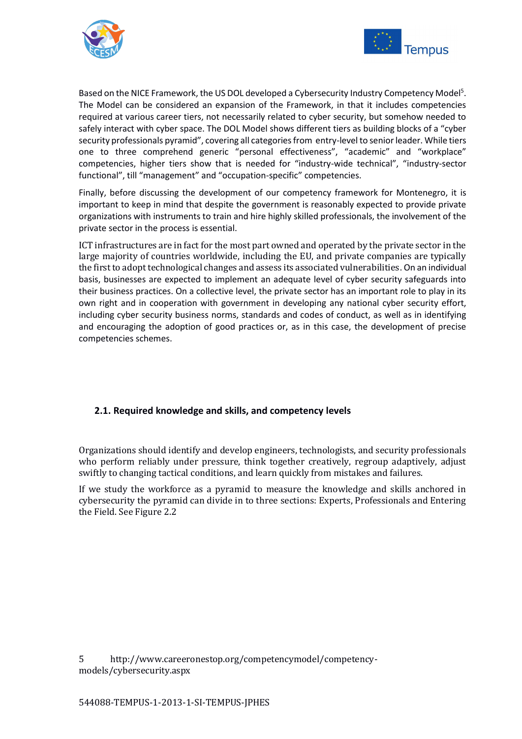Based on the NICE Framework, the US DOL developed a Cybersecurity Industry Competency Model[5]. The Model can be considered an expansion of the Framework, in that it includes competencies required at various career tiers, not necessarily related to cyber security, but somehow needed to safely interact with cyber space. The DOL Model shows different tiers as building blocks of a "cyber security professionals pyramid", covering all categories from entry-level to senior leader. While tiers one to three comprehend generic "personal effectiveness", "academic" and "workplace" competencies, higher tiers show that is needed for "industry-wide technical", "industry-sector functional", till "management" and "occupation-specific" competencies.

Finally, before discussing the development of our competency framework for Montenegro, it is important to keep in mind that despite the government is reasonably expected to provide private organizations with instruments to train and hire highly skilled professionals, the involvement of the private sector in the process is essential.

ICT infrastructures are in fact for the most part owned and operated by the private sector in the large majority of countries worldwide, including the EU, and private companies are typically the first to adopt technological changes and assess its associated vulnerabilities. On an individual basis, businesses are expected to implement an adequate level of cyber security safeguards into their business practices. On a collective level, the private sector has an important role to play in its own right and in cooperation with government in developing any national cyber security effort, including cyber security business norms, standards and codes of conduct, as well as in identifying and encouraging the adoption of good practices or, as in this case, the development of precise competencies schemes.

## 2.1. Required knowledge and skills, and competency levels

Organizations should identify and develop engineers, technologists, and security professionals who perform reliably under pressure, think together creatively, regroup adaptively, adjust swiftly to changing tactical conditions, and learn quickly from mistakes and failures.

If we study the workforce as a pyramid to measure the knowledge and skills anchored in cybersecurity the pyramid can divide in to three sections: Experts, Professionals and Entering the Field. See Figure 2.2

5 http://www.careeronestop.org/competencymodel/competency-models/cybersecurity.aspx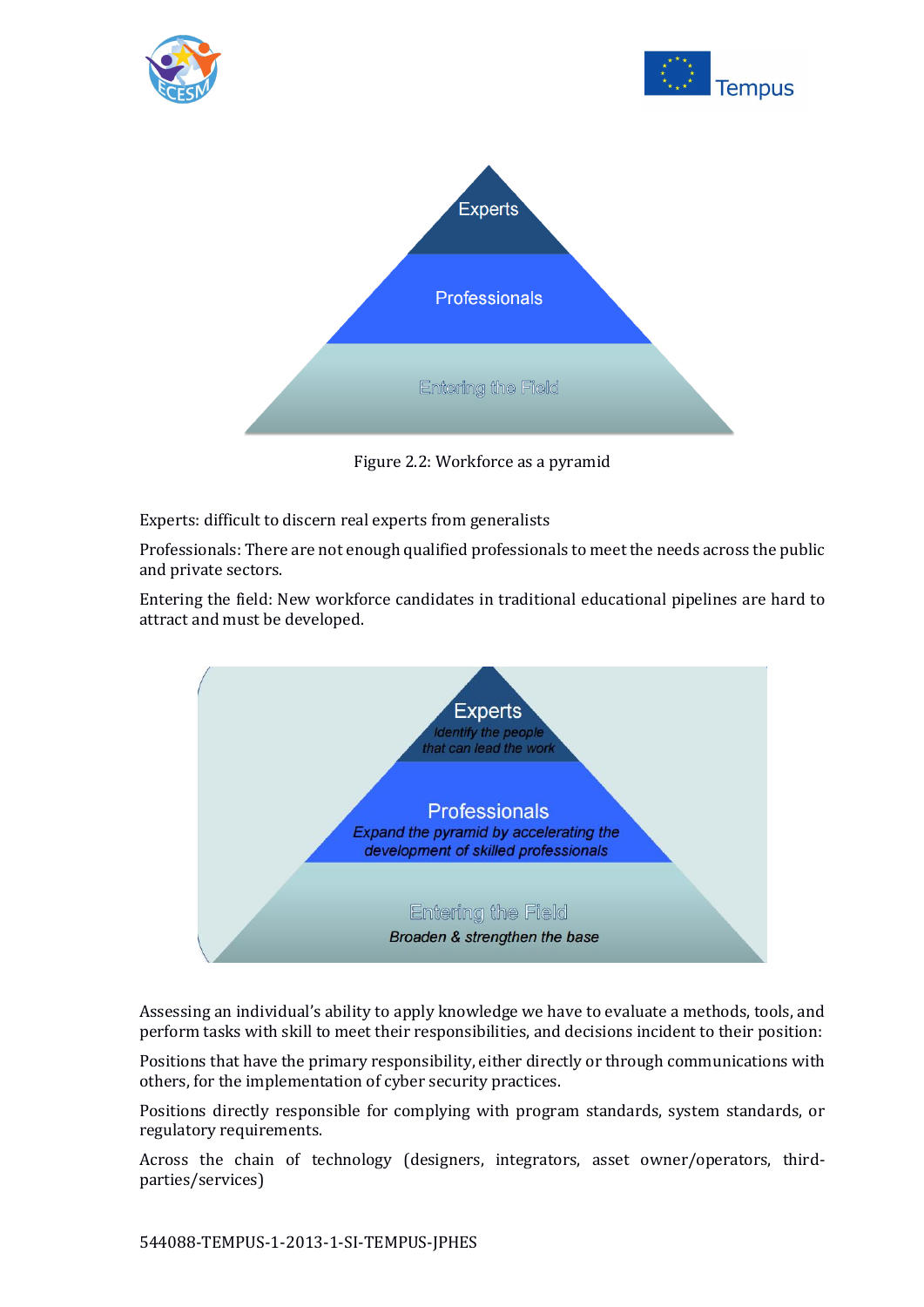Figure 2.2: Workforce as a pyramid

Experts: difficult to discern real experts from generalists

Professionals: There are not enough qualified professionals to meet the needs across the public and private sectors.

Entering the field: New workforce candidates in traditional educational pipelines are hard to attract and must be developed.

Assessing an individual's ability to apply knowledge we have to evaluate a methods, tools, and perform tasks with skill to meet their responsibilities, and decisions incident to their position:

Positions that have the primary responsibility, either directly or through communications with others, for the implementation of cyber security practices.

Positions directly responsible for complying with program standards, system standards, or regulatory requirements.

Across the chain of technology (designers, integrators, asset owner/operators, third-parties/services)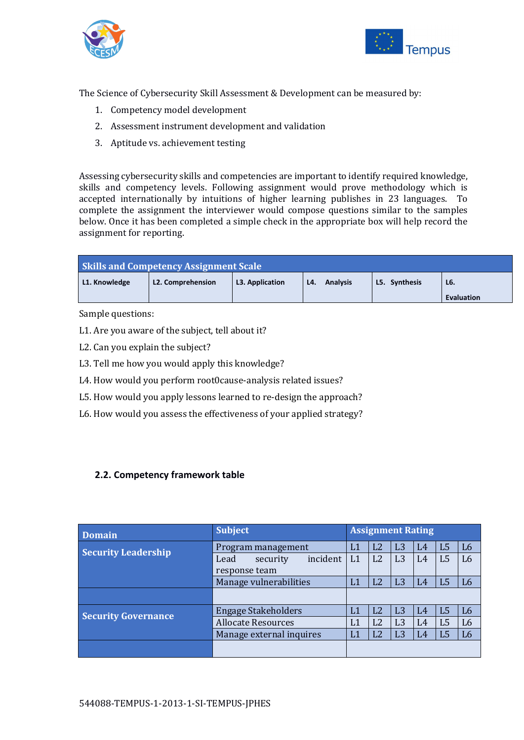The Science of Cybersecurity Skill Assessment & Development can be measured by:

1. Competency model development
2. Assessment instrument development and validation
3. Aptitude vs. achievement testing

Assessing cybersecurity skills and competencies are important to identify required knowledge, skills and competency levels. Following assignment would prove methodology which is accepted internationally by intuitions of higher learning publishes in 23 languages. To complete the assignment the interviewer would compose questions similar to the samples below. Once it has been completed a simple check in the appropriate box will help record the assignment for reporting.

| Skills and Competency Assignment Scale | | | | | |
|---|---|---|---|---|---|
| L1. Knowledge | L2. Comprehension | L3. Application | L4. Analysis | L5. Synthesis | L6. Evaluation |

Sample questions:

L1. Are you aware of the subject, tell about it?

L2. Can you explain the subject?

L3. Tell me how you would apply this knowledge?

L4. How would you perform root0cause-analysis related issues?

L5. How would you apply lessons learned to re-design the approach?

L6. How would you assess the effectiveness of your applied strategy?

## 2.2. Competency framework table

| Domain | Subject | Assignment Rating | | | | | |
|---|---|---|---|---|---|---|---|
| Security Leadership | Program management | L1 | L2 | L3 | L4 | L5 | L6 |
| | Lead security incident response team | L1 | L2 | L3 | L4 | L5 | L6 |
| | Manage vulnerabilities | L1 | L2 | L3 | L4 | L5 | L6 |
| | | | | | | | |
| Security Governance | Engage Stakeholders | L1 | L2 | L3 | L4 | L5 | L6 |
| | Allocate Resources | L1 | L2 | L3 | L4 | L5 | L6 |
| | Manage external inquires | L1 | L2 | L3 | L4 | L5 | L6 |
| | | | | | | | |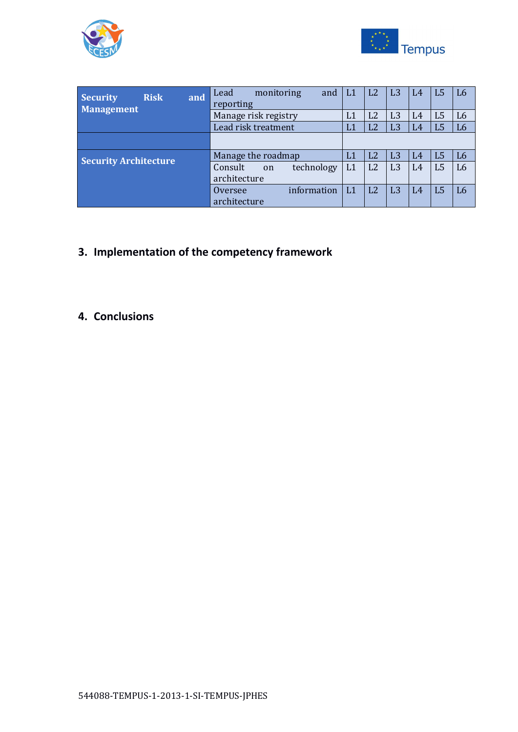| | | | | | | | |
|---|---|---|---|---|---|---|---|
| **Security Risk and Management** | Lead monitoring and reporting | L1 | L2 | L3 | L4 | L5 | L6 |
| | Manage risk registry | L1 | L2 | L3 | L4 | L5 | L6 |
| | Lead risk treatment | L1 | L2 | L3 | L4 | L5 | L6 |
| | | | | | | | |
| **Security Architecture** | Manage the roadmap | L1 | L2 | L3 | L4 | L5 | L6 |
| | Consult on technology architecture | L1 | L2 | L3 | L4 | L5 | L6 |
| | Oversee information architecture | L1 | L2 | L3 | L4 | L5 | L6 |

## 3. Implementation of the competency framework

## 4. Conclusions